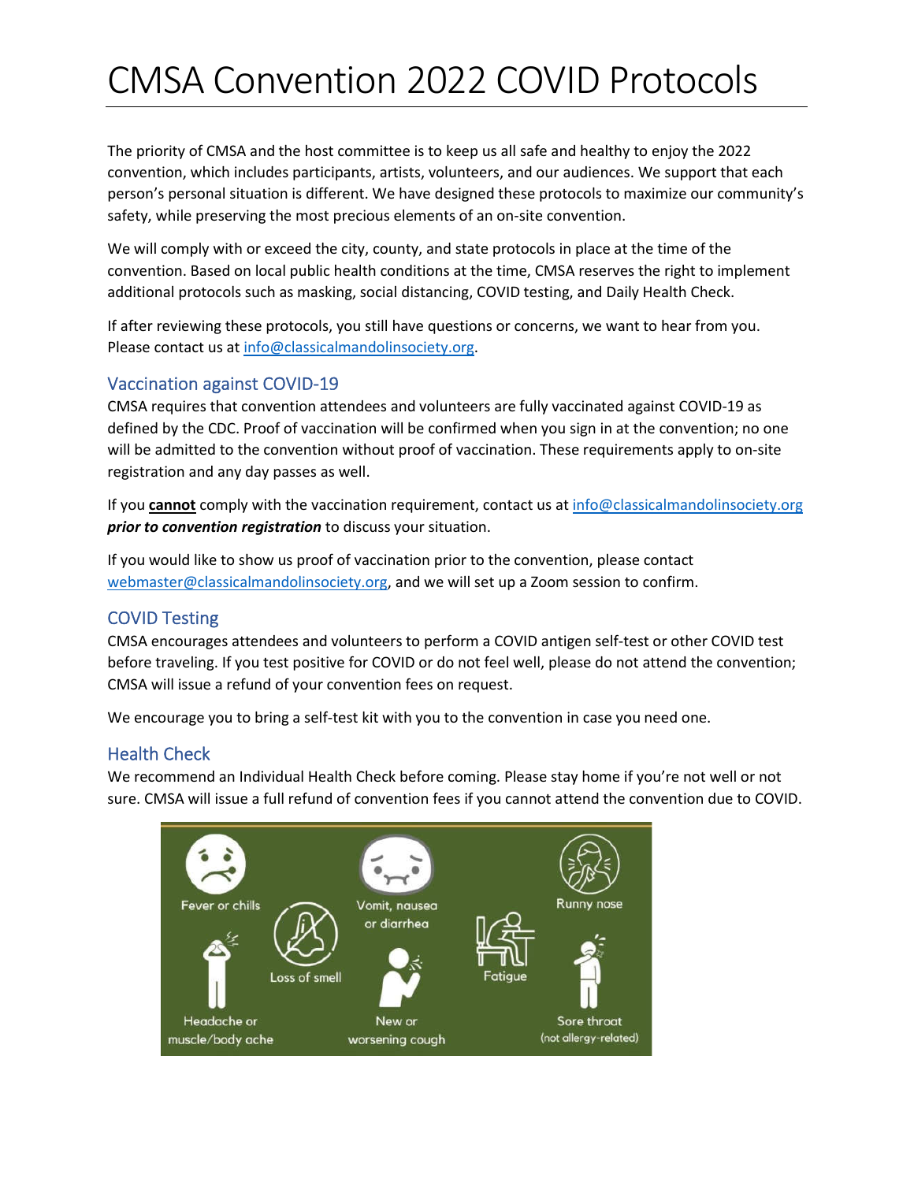# CMSA Convention 2022 COVID Protocols

The priority of CMSA and the host committee is to keep us all safe and healthy to enjoy the 2022 convention, which includes participants, artists, volunteers, and our audiences. We support that each person's personal situation is different. We have designed these protocols to maximize our community's safety, while preserving the most precious elements of an on-site convention.

We will comply with or exceed the city, county, and state protocols in place at the time of the convention. Based on local public health conditions at the time, CMSA reserves the right to implement additional protocols such as masking, social distancing, COVID testing, and Daily Health Check.

If after reviewing these protocols, you still have questions or concerns, we want to hear from you. Please contact us at info@classicalmandolinsociety.org.

## Vaccination against COVID-19

CMSA requires that convention attendees and volunteers are fully vaccinated against COVID-19 as defined by the CDC. Proof of vaccination will be confirmed when you sign in at the convention; no one will be admitted to the convention without proof of vaccination. These requirements apply to on-site registration and any day passes as well.

If you **cannot** comply with the vaccination requirement, contact us at info@classicalmandolinsociety.org ***prior to convention registration*** to discuss your situation.

If you would like to show us proof of vaccination prior to the convention, please contact webmaster@classicalmandolinsociety.org, and we will set up a Zoom session to confirm.

## COVID Testing

CMSA encourages attendees and volunteers to perform a COVID antigen self-test or other COVID test before traveling. If you test positive for COVID or do not feel well, please do not attend the convention; CMSA will issue a refund of your convention fees on request.

We encourage you to bring a self-test kit with you to the convention in case you need one.

## Health Check

We recommend an Individual Health Check before coming. Please stay home if you're not well or not sure. CMSA will issue a full refund of convention fees if you cannot attend the convention due to COVID.

Fever or chills

Loss of smell

Vomit, nausea or diarrhea

Fatigue

Runny nose

Headache or muscle/body ache

New or worsening cough

Sore throat (not allergy-related)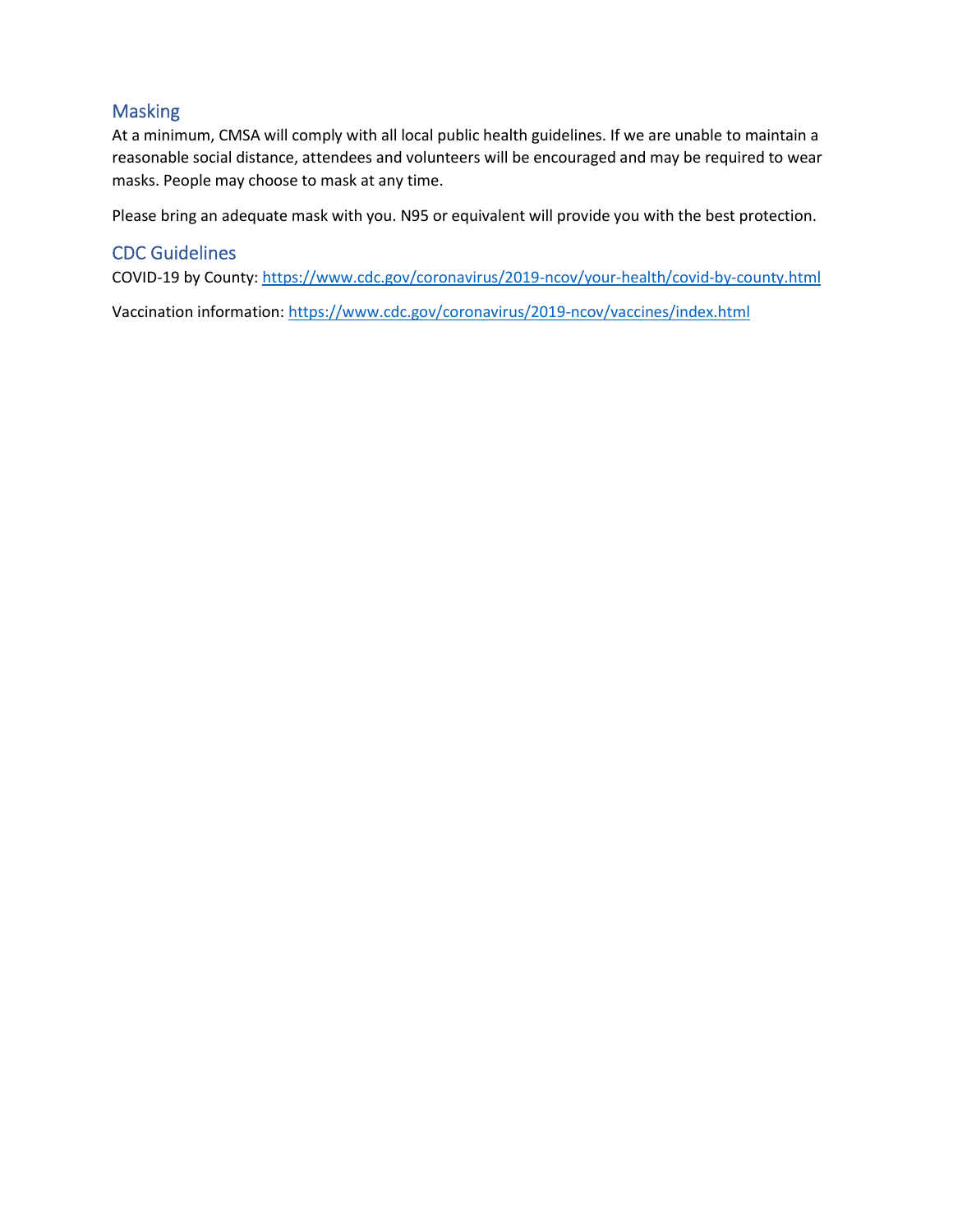## Masking

At a minimum, CMSA will comply with all local public health guidelines. If we are unable to maintain a reasonable social distance, attendees and volunteers will be encouraged and may be required to wear masks. People may choose to mask at any time.

Please bring an adequate mask with you. N95 or equivalent will provide you with the best protection.

## CDC Guidelines

COVID-19 by County: https://www.cdc.gov/coronavirus/2019-ncov/your-health/covid-by-county.html

Vaccination information: https://www.cdc.gov/coronavirus/2019-ncov/vaccines/index.html